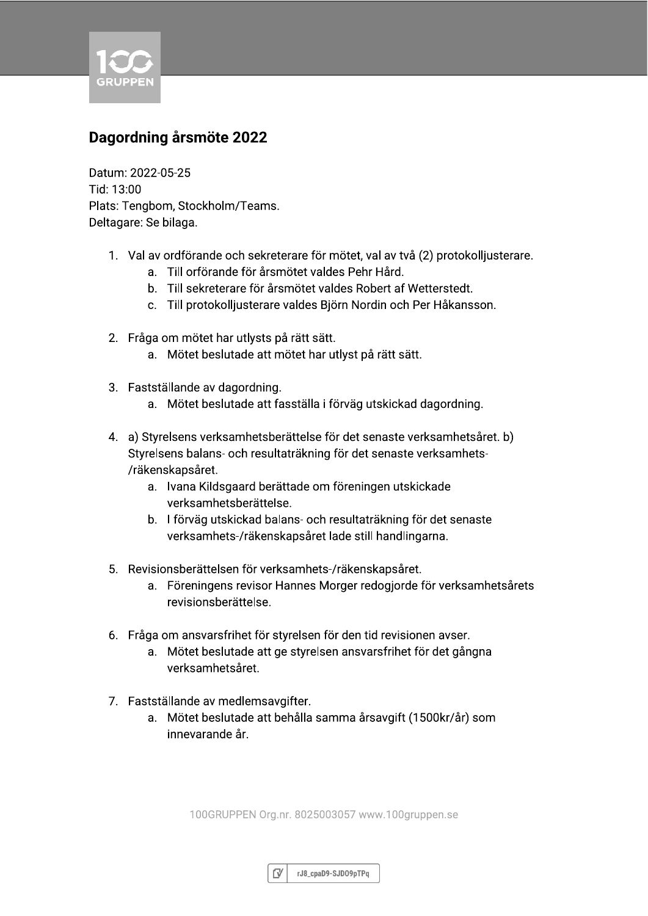# Dagordning årsmöte 2022

Datum: 2022-05-25
Tid: 13:00
Plats: Tengbom, Stockholm/Teams.
Deltagare: Se bilaga.

1. Val av ordförande och sekreterare för mötet, val av två (2) protokolljusterare.
    a. Till orförande för årsmötet valdes Pehr Hård.
    b. Till sekreterare för årsmötet valdes Robert af Wetterstedt.
    c. Till protokolljusterare valdes Björn Nordin och Per Håkansson.

2. Fråga om mötet har utlysts på rätt sätt.
    a. Mötet beslutade att mötet har utlyst på rätt sätt.

3. Fastställande av dagordning.
    a. Mötet beslutade att fasställa i förväg utskickad dagordning.

4. a) Styrelsens verksamhetsberättelse för det senaste verksamhetsåret. b) Styrelsens balans- och resultaträkning för det senaste verksamhets-/räkenskapsåret.
    a. Ivana Kildsgaard berättade om föreningen utskickade verksamhetsberättelse.
    b. I förväg utskickad balans- och resultaträkning för det senaste verksamhets-/räkenskapsåret lade still handlingarna.

5. Revisionsberättelsen för verksamhets-/räkenskapsåret.
    a. Föreningens revisor Hannes Morger redogjorde för verksamhetsårets revisionsberättelse.

6. Fråga om ansvarsfrihet för styrelsen för den tid revisionen avser.
    a. Mötet beslutade att ge styrelsen ansvarsfrihet för det gångna verksamhetsåret.

7. Fastställande av medlemsavgifter.
    a. Mötet beslutade att behålla samma årsavgift (1500kr/år) som innevarande år.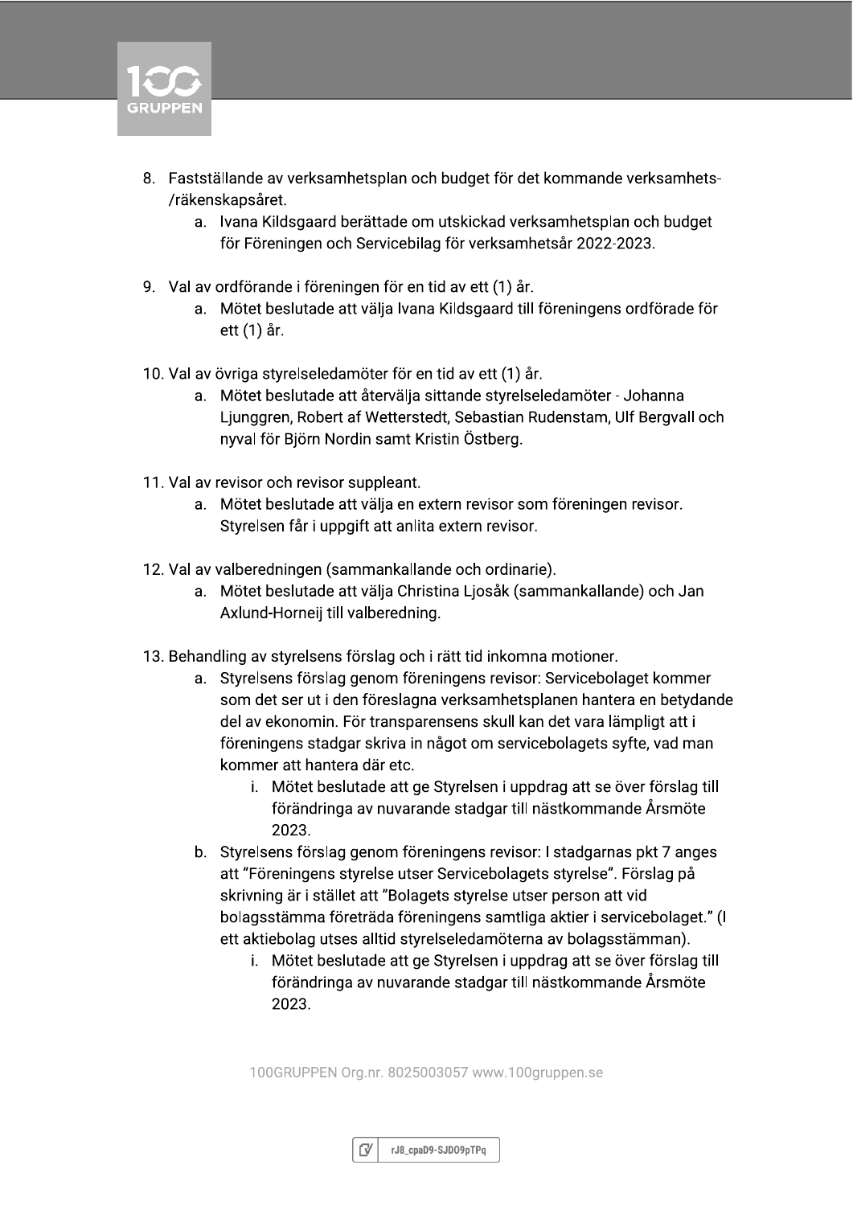8. Fastställande av verksamhetsplan och budget för det kommande verksamhets-/räkenskapsåret.
    a. Ivana Kildsgaard berättade om utskickad verksamhetsplan och budget för Föreningen och Servicebilag för verksamhetsår 2022-2023.

9. Val av ordförande i föreningen för en tid av ett (1) år.
    a. Mötet beslutade att välja Ivana Kildsgaard till föreningens ordförade för ett (1) år.

10. Val av övriga styrelseledamöter för en tid av ett (1) år.
    a. Mötet beslutade att återvälja sittande styrelseledamöter - Johanna Ljunggren, Robert af Wetterstedt, Sebastian Rudenstam, Ulf Bergvall och nyval för Björn Nordin samt Kristin Östberg.

11. Val av revisor och revisor suppleant.
    a. Mötet beslutade att välja en extern revisor som föreningen revisor. Styrelsen får i uppgift att anlita extern revisor.

12. Val av valberedningen (sammankallande och ordinarie).
    a. Mötet beslutade att välja Christina Ljosåk (sammankallande) och Jan Axlund-Horneij till valberedning.

13. Behandling av styrelsens förslag och i rätt tid inkomna motioner.
    a. Styrelsens förslag genom föreningens revisor: Servicebolaget kommer som det ser ut i den föreslagna verksamhetsplanen hantera en betydande del av ekonomin. För transparensens skull kan det vara lämpligt att i föreningens stadgar skriva in något om servicebolagets syfte, vad man kommer att hantera där etc.
        i. Mötet beslutade att ge Styrelsen i uppdrag att se över förslag till förändringa av nuvarande stadgar till nästkommande Årsmöte 2023.
    b. Styrelsens förslag genom föreningens revisor: I stadgarnas pkt 7 anges att "Föreningens styrelse utser Servicebolagets styrelse". Förslag på skrivning är i stället att "Bolagets styrelse utser person att vid bolagsstämma företräda föreningens samtliga aktier i servicebolaget." (I ett aktiebolag utses alltid styrelseledamöterna av bolagsstämman).
        i. Mötet beslutade att ge Styrelsen i uppdrag att se över förslag till förändringa av nuvarande stadgar till nästkommande Årsmöte 2023.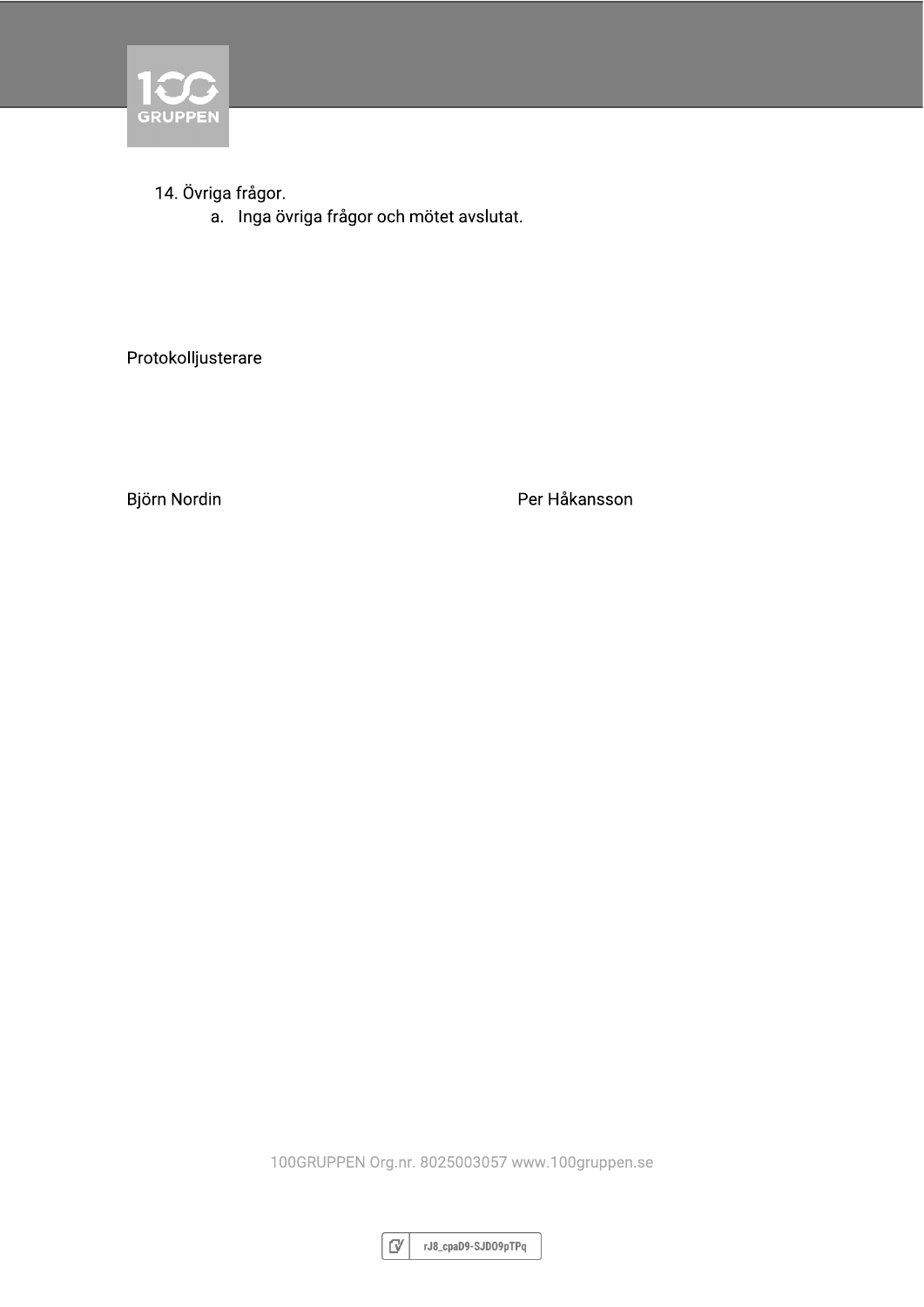14. Övriga frågor.
    a. Inga övriga frågor och mötet avslutat.

Protokolljusterare

Björn Nordin

Per Håkansson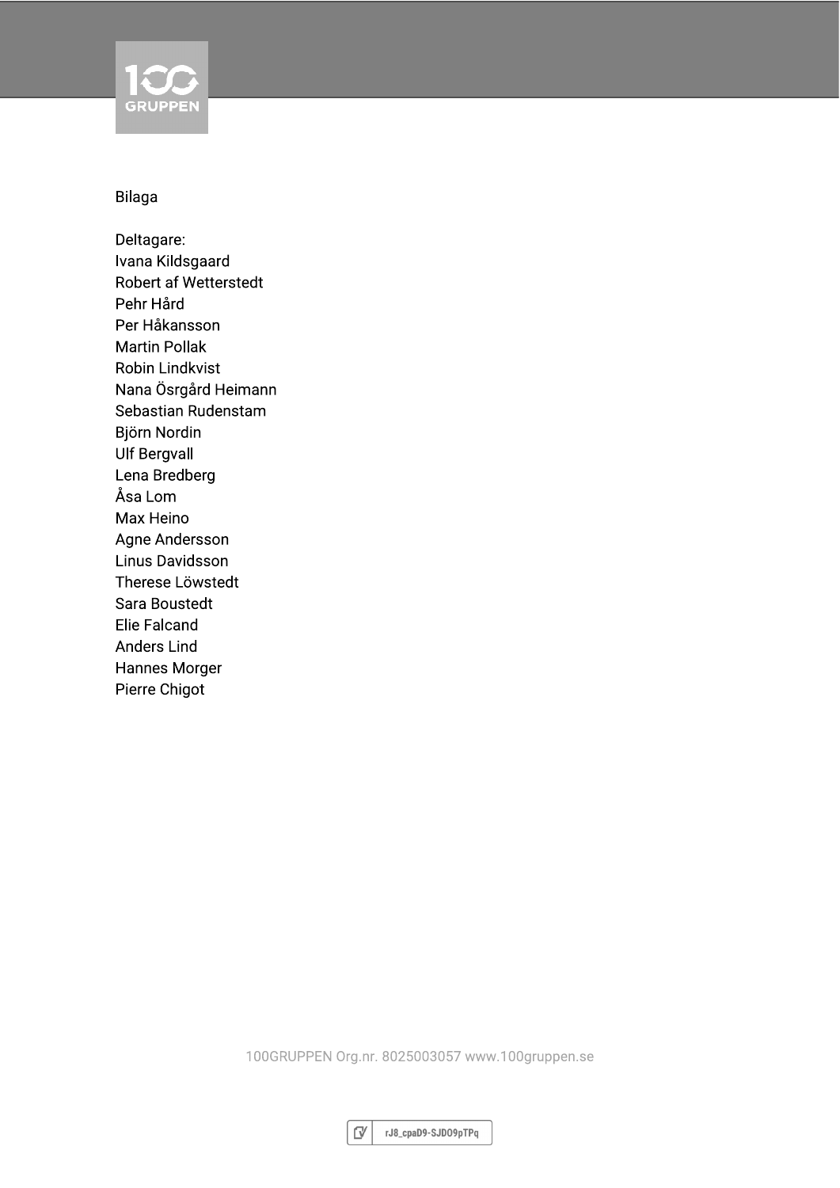Bilaga

Deltagare:
Ivana Kildsgaard
Robert af Wetterstedt
Pehr Hård
Per Håkansson
Martin Pollak
Robin Lindkvist
Nana Ösrgård Heimann
Sebastian Rudenstam
Björn Nordin
Ulf Bergvall
Lena Bredberg
Åsa Lom
Max Heino
Agne Andersson
Linus Davidsson
Therese Löwstedt
Sara Boustedt
Elie Falcand
Anders Lind
Hannes Morger
Pierre Chigot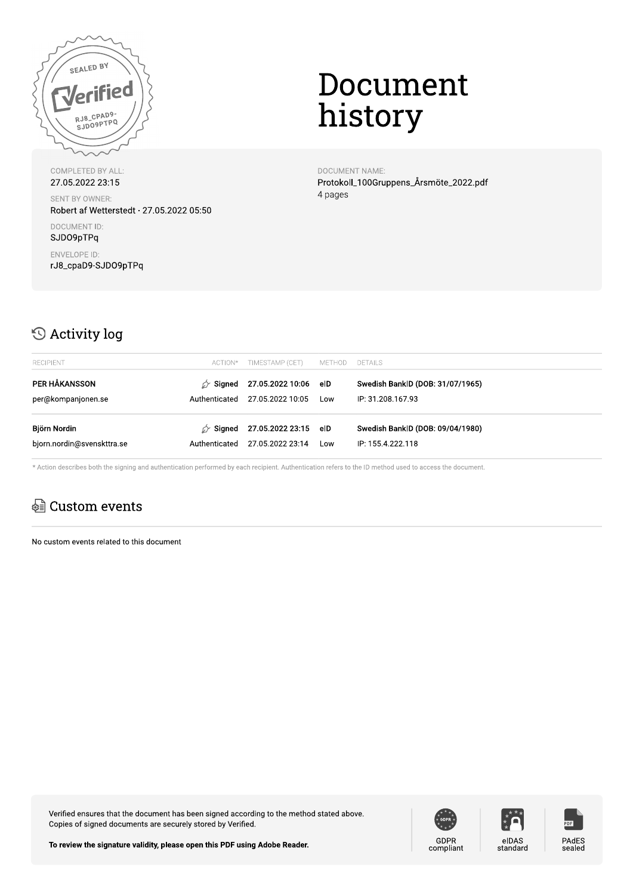SEALED BY Verified RJ8_CPAD9-SJDO9PTPQ

# Document history

COMPLETED BY ALL:
27.05.2022 23:15

SENT BY OWNER:
Robert af Wetterstedt · 27.05.2022 05:50

DOCUMENT ID:
SJDO9pTPq

ENVELOPE ID:
rJ8_cpaD9-SJDO9pTPq

DOCUMENT NAME:
Protokoll_100Gruppens_Årsmöte_2022.pdf
4 pages

## Activity log

| RECIPIENT | ACTION* | TIMESTAMP (CET) | METHOD | DETAILS |
|---|---|---|---|---|
| **PER HÅKANSSON** | **Signed** | **27.05.2022 10:06** | **eID** | **Swedish BankID (DOB: 31/07/1965)** |
| per@kompanjonen.se | Authenticated | 27.05.2022 10:05 | Low | IP: 31.208.167.93 |
| **Björn Nordin** | **Signed** | **27.05.2022 23:15** | **eID** | **Swedish BankID (DOB: 09/04/1980)** |
| bjorn.nordin@svenskttra.se | Authenticated | 27.05.2022 23:14 | Low | IP: 155.4.222.118 |

* Action describes both the signing and authentication performed by each recipient. Authentication refers to the ID method used to access the document.

## Custom events

No custom events related to this document

Verified ensures that the document has been signed according to the method stated above. Copies of signed documents are securely stored by Verified.

**To review the signature validity, please open this PDF using Adobe Reader.**

GDPR compliant

eIDAS standard

PAdES sealed